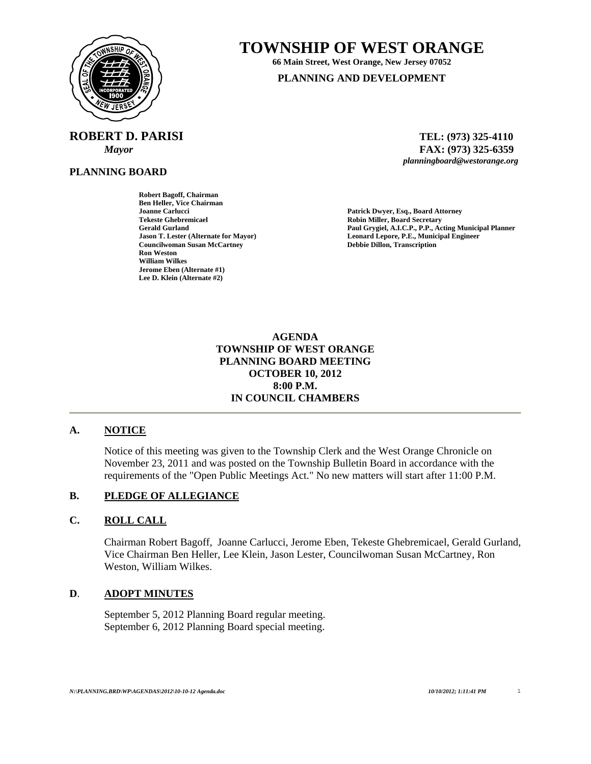# TOWNSHIP OF WEST ORANGE

**66 Main Street, West Orange, New Jersey 07052**

**PLANNING AND DEVELOPMENT**

**ROBERT D. PARISI**
*Mayor*

**TEL: (973) 325-4110**
**FAX: (973) 325-6359**
*planningboard@westorange.org*

**PLANNING BOARD**

**Robert Bagoff, Chairman**
**Ben Heller, Vice Chairman**
**Joanne Carlucci**
**Tekeste Ghebremicael**
**Gerald Gurland**
**Jason T. Lester (Alternate for Mayor)**
**Councilwoman Susan McCartney**
**Ron Weston**
**William Wilkes**
**Jerome Eben (Alternate #1)**
**Lee D. Klein (Alternate #2)**

**Patrick Dwyer, Esq., Board Attorney**
**Robin Miller, Board Secretary**
**Paul Grygiel, A.I.C.P., P.P., Acting Municipal Planner**
**Leonard Lepore, P.E., Municipal Engineer**
**Debbie Dillon, Transcription**

**AGENDA**
**TOWNSHIP OF WEST ORANGE**
**PLANNING BOARD MEETING**
**OCTOBER 10, 2012**
**8:00 P.M.**
**IN COUNCIL CHAMBERS**

## A. NOTICE

Notice of this meeting was given to the Township Clerk and the West Orange Chronicle on November 23, 2011 and was posted on the Township Bulletin Board in accordance with the requirements of the "Open Public Meetings Act." No new matters will start after 11:00 P.M.

## B. PLEDGE OF ALLEGIANCE

## C. ROLL CALL

Chairman Robert Bagoff, Joanne Carlucci, Jerome Eben, Tekeste Ghebremicael, Gerald Gurland, Vice Chairman Ben Heller, Lee Klein, Jason Lester, Councilwoman Susan McCartney, Ron Weston, William Wilkes.

## D. ADOPT MINUTES

September 5, 2012 Planning Board regular meeting.
September 6, 2012 Planning Board special meeting.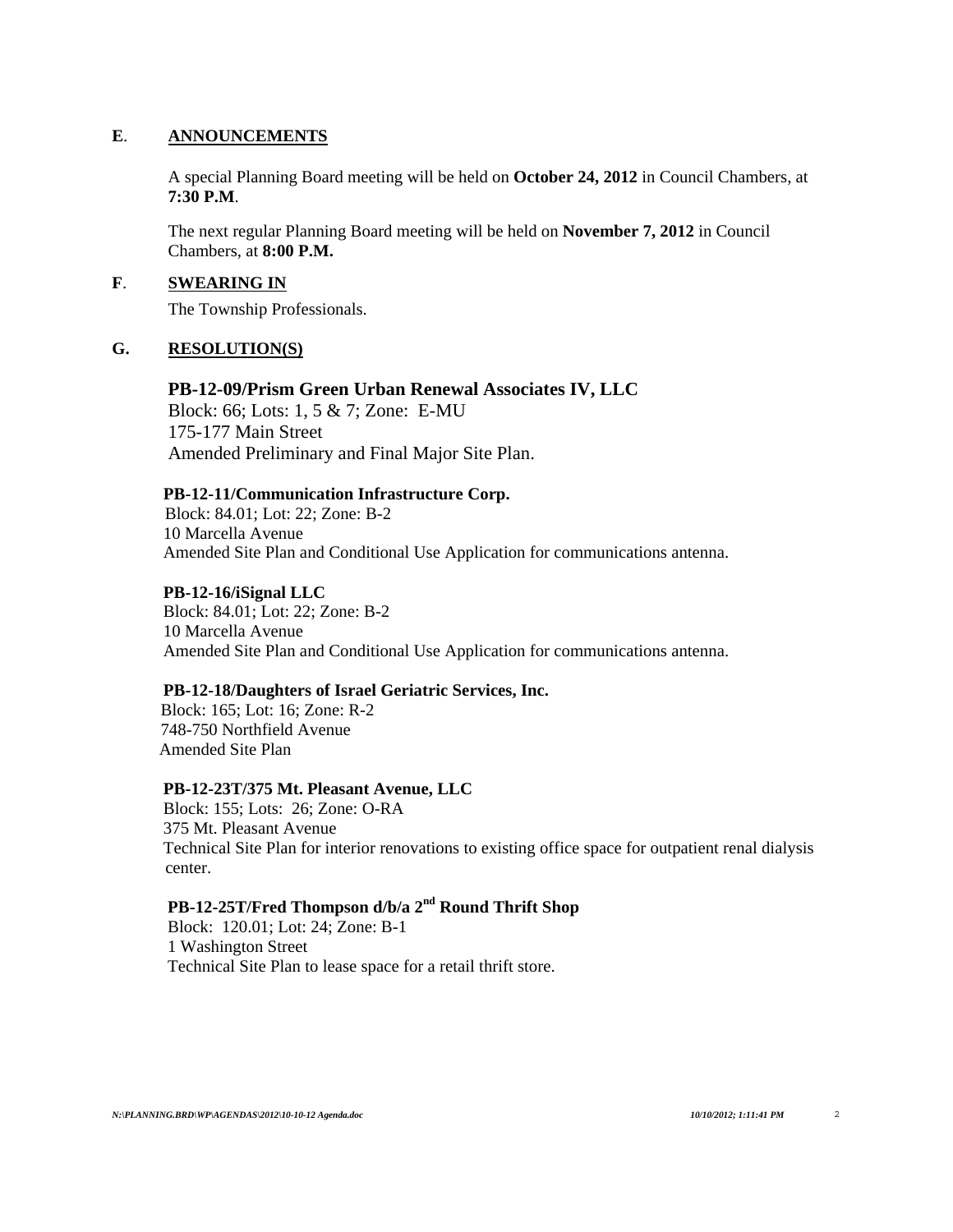**E**. **ANNOUNCEMENTS**

A special Planning Board meeting will be held on **October 24, 2012** in Council Chambers, at **7:30 P.M**.

The next regular Planning Board meeting will be held on **November 7, 2012** in Council Chambers, at **8:00 P.M.**

**F**. **SWEARING IN**

The Township Professionals.

**G. RESOLUTION(S)**

**PB-12-09/Prism Green Urban Renewal Associates IV, LLC**
Block: 66; Lots: 1, 5 & 7; Zone: E-MU
175-177 Main Street
Amended Preliminary and Final Major Site Plan.

**PB-12-11/Communication Infrastructure Corp.**
Block: 84.01; Lot: 22; Zone: B-2
10 Marcella Avenue
Amended Site Plan and Conditional Use Application for communications antenna.

**PB-12-16/iSignal LLC**
Block: 84.01; Lot: 22; Zone: B-2
10 Marcella Avenue
Amended Site Plan and Conditional Use Application for communications antenna.

**PB-12-18/Daughters of Israel Geriatric Services, Inc.**
Block: 165; Lot: 16; Zone: R-2
748-750 Northfield Avenue
Amended Site Plan

**PB-12-23T/375 Mt. Pleasant Avenue, LLC**
Block: 155; Lots: 26; Zone: O-RA
375 Mt. Pleasant Avenue
Technical Site Plan for interior renovations to existing office space for outpatient renal dialysis center.

**PB-12-25T/Fred Thompson d/b/a 2nd Round Thrift Shop**
Block: 120.01; Lot: 24; Zone: B-1
1 Washington Street
Technical Site Plan to lease space for a retail thrift store.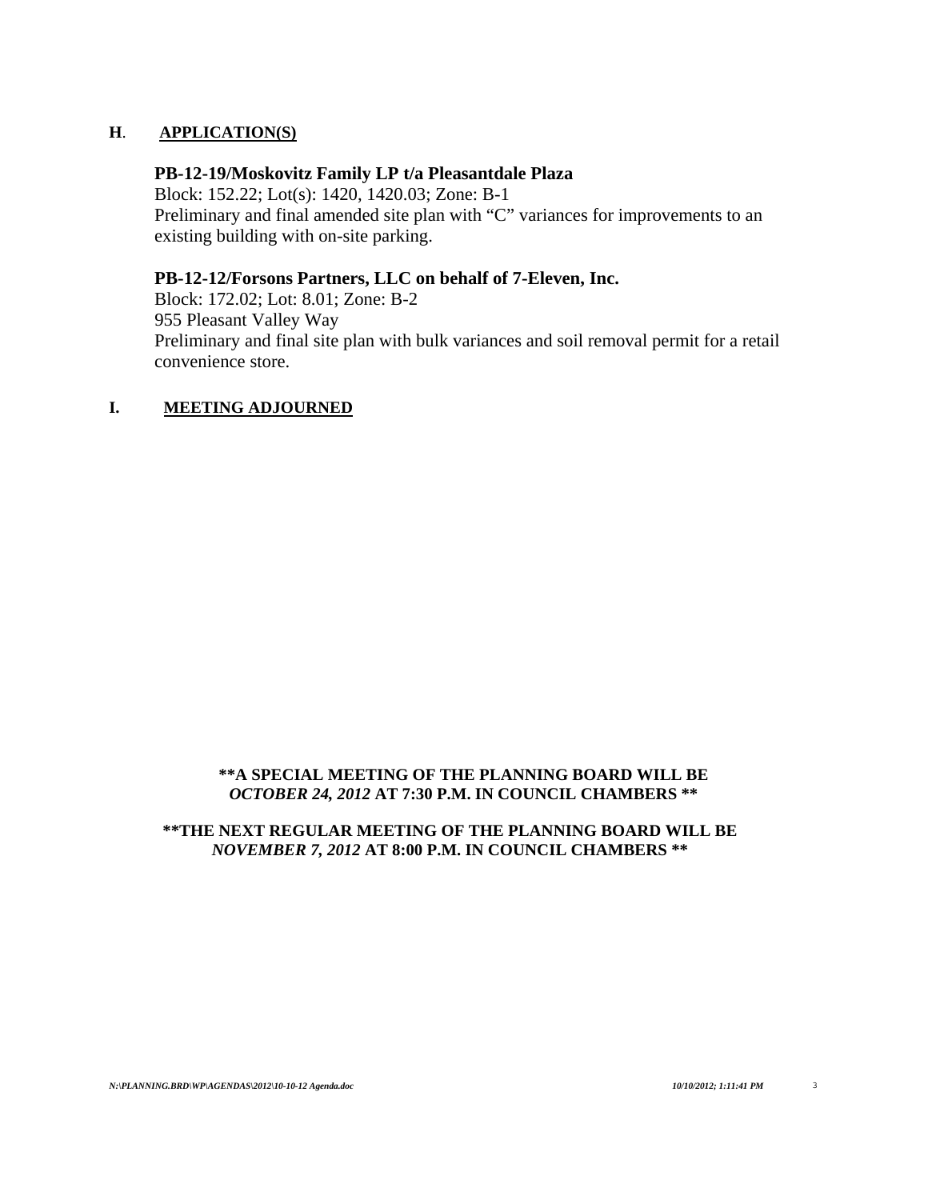## H. **APPLICATION(S)**

**PB-12-19/Moskovitz Family LP t/a Pleasantdale Plaza**
Block: 152.22; Lot(s): 1420, 1420.03; Zone: B-1
Preliminary and final amended site plan with "C" variances for improvements to an existing building with on-site parking.

**PB-12-12/Forsons Partners, LLC on behalf of 7-Eleven, Inc.**
Block: 172.02; Lot: 8.01; Zone: B-2
955 Pleasant Valley Way
Preliminary and final site plan with bulk variances and soil removal permit for a retail convenience store.

## I. **MEETING ADJOURNED**

**\*\*A SPECIAL MEETING OF THE PLANNING BOARD WILL BE *OCTOBER 24, 2012* AT 7:30 P.M. IN COUNCIL CHAMBERS \*\***

**\*\*THE NEXT REGULAR MEETING OF THE PLANNING BOARD WILL BE *NOVEMBER 7, 2012* AT 8:00 P.M. IN COUNCIL CHAMBERS \*\***